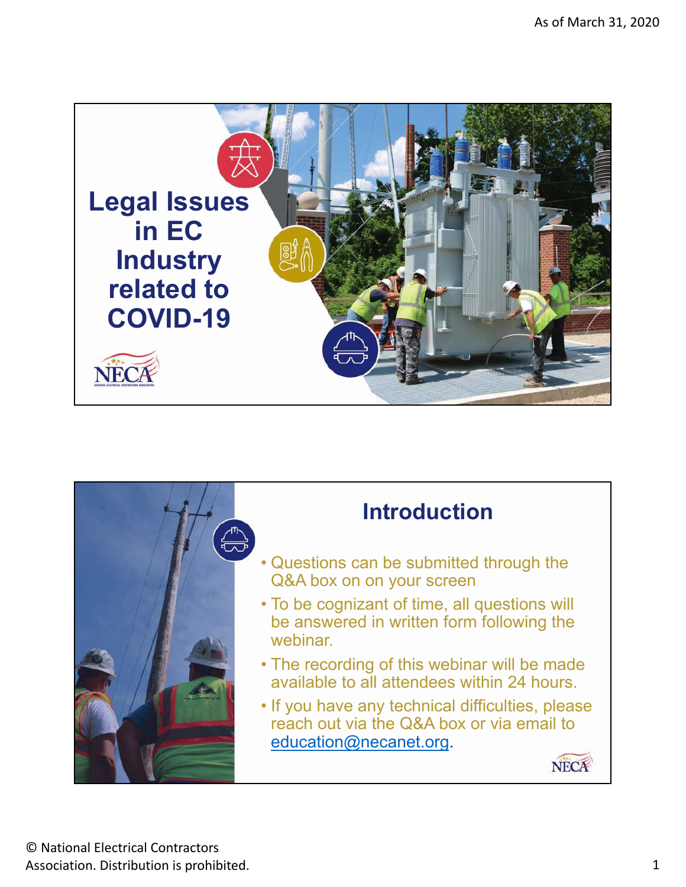As of March 31, 2020

# Legal Issues in EC Industry related to COVID-19

## Introduction

- Questions can be submitted through the Q&A box on on your screen
- To be cognizant of time, all questions will be answered in written form following the webinar.
- The recording of this webinar will be made available to all attendees within 24 hours.
- If you have any technical difficulties, please reach out via the Q&A box or via email to education@necanet.org.

© National Electrical Contractors Association. Distribution is prohibited.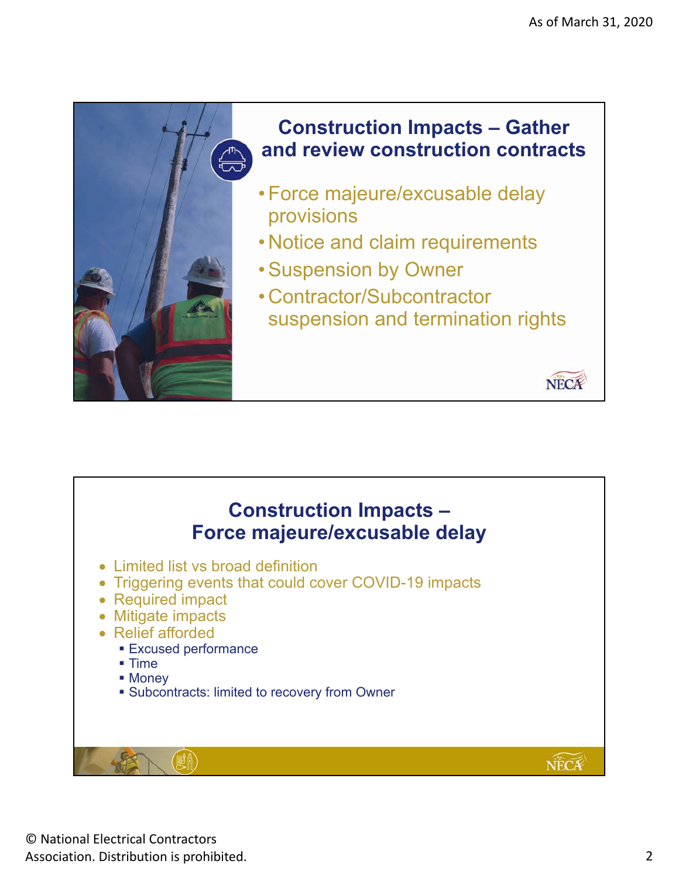## Construction Impacts – Gather and review construction contracts

- Force majeure/excusable delay provisions
- Notice and claim requirements
- Suspension by Owner
- Contractor/Subcontractor suspension and termination rights

## Construction Impacts – Force majeure/excusable delay

- Limited list vs broad definition
- Triggering events that could cover COVID-19 impacts
- Required impact
- Mitigate impacts
- Relief afforded
  - Excused performance
  - Time
  - Money
  - Subcontracts: limited to recovery from Owner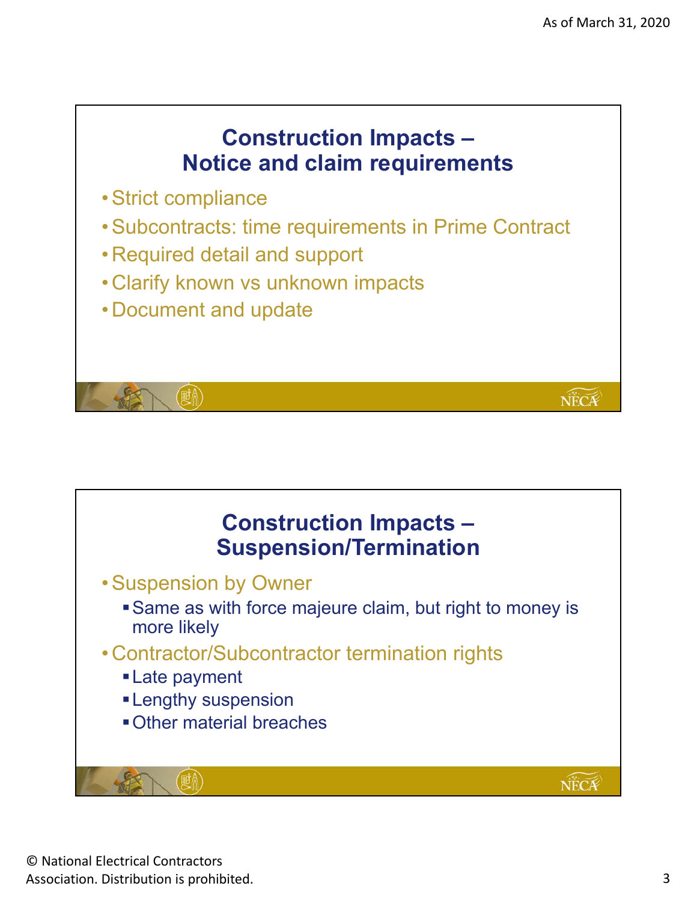## Construction Impacts – Notice and claim requirements

- Strict compliance
- Subcontracts: time requirements in Prime Contract
- Required detail and support
- Clarify known vs unknown impacts
- Document and update

## Construction Impacts – Suspension/Termination

- Suspension by Owner
  - Same as with force majeure claim, but right to money is more likely
- Contractor/Subcontractor termination rights
  - Late payment
  - Lengthy suspension
  - Other material breaches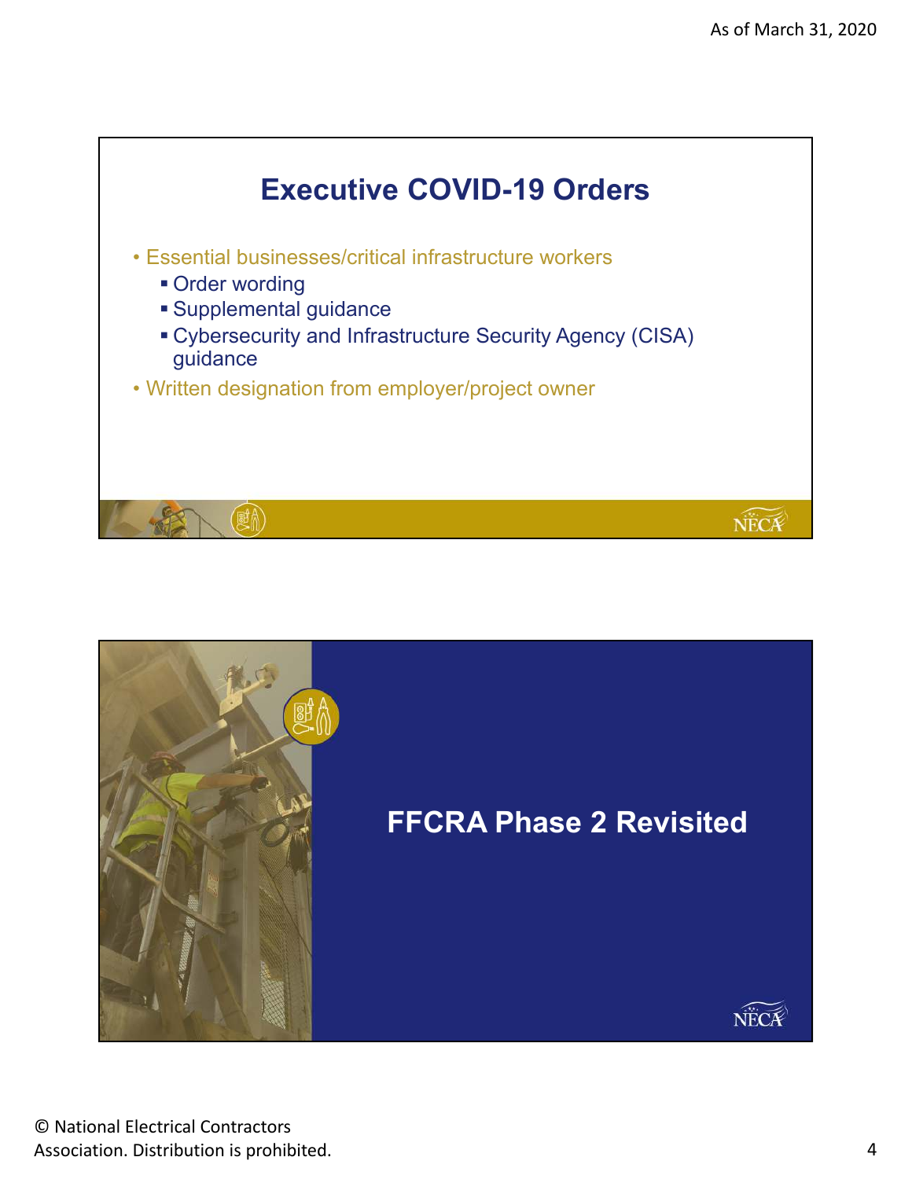## Executive COVID-19 Orders

- Essential businesses/critical infrastructure workers
  - Order wording
  - Supplemental guidance
  - Cybersecurity and Infrastructure Security Agency (CISA) guidance
- Written designation from employer/project owner

## FFCRA Phase 2 Revisited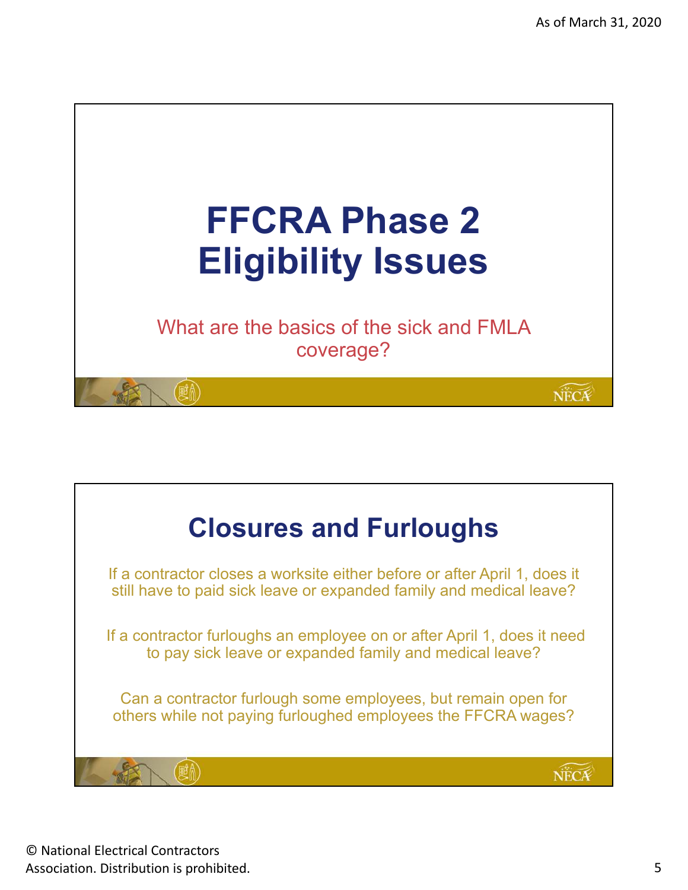# FFCRA Phase 2 Eligibility Issues

What are the basics of the sick and FMLA coverage?

## Closures and Furloughs

If a contractor closes a worksite either before or after April 1, does it still have to paid sick leave or expanded family and medical leave?

If a contractor furloughs an employee on or after April 1, does it need to pay sick leave or expanded family and medical leave?

Can a contractor furlough some employees, but remain open for others while not paying furloughed employees the FFCRA wages?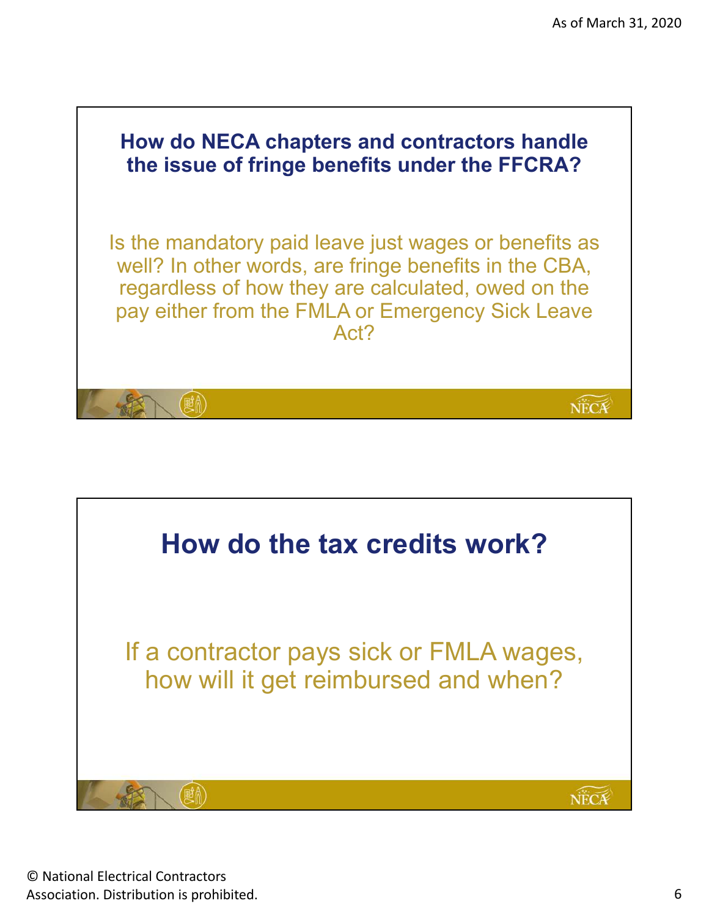## How do NECA chapters and contractors handle the issue of fringe benefits under the FFCRA?

Is the mandatory paid leave just wages or benefits as well? In other words, are fringe benefits in the CBA, regardless of how they are calculated, owed on the pay either from the FMLA or Emergency Sick Leave Act?

## How do the tax credits work?

If a contractor pays sick or FMLA wages, how will it get reimbursed and when?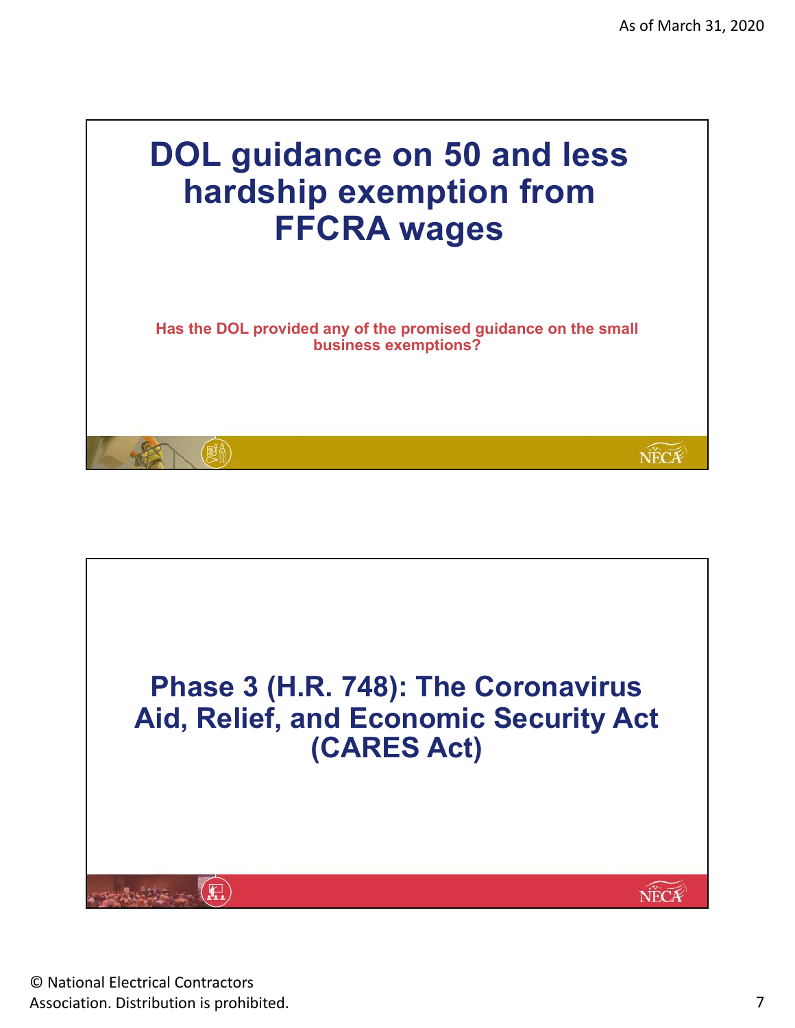# DOL guidance on 50 and less hardship exemption from FFCRA wages

**Has the DOL provided any of the promised guidance on the small business exemptions?**

# Phase 3 (H.R. 748): The Coronavirus Aid, Relief, and Economic Security Act (CARES Act)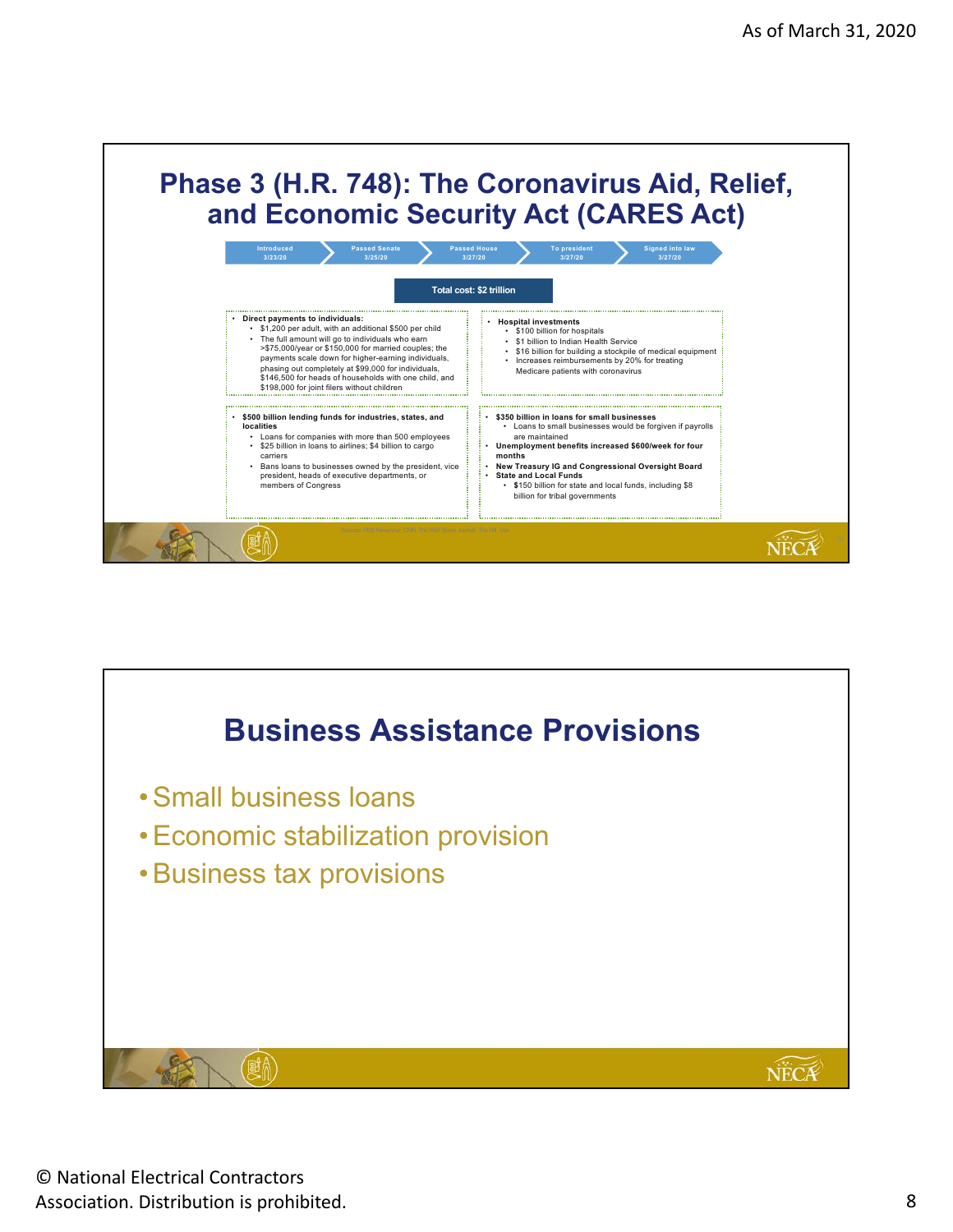As of March 31, 2020

## Phase 3 (H.R. 748): The Coronavirus Aid, Relief, and Economic Security Act (CARES Act)

Introduced 3/23/20 → Passed Senate 3/25/20 → Passed House 3/27/20 → To president 3/27/20 → Signed into law 3/27/20

**Total cost: $2 trillion**

- **Direct payments to individuals:**
  - $1,200 per adult, with an additional $500 per child
  - The full amount will go to individuals who earn >$75,000/year or $150,000 for married couples; the payments scale down for higher-earning individuals, phasing out completely at $99,000 for individuals, $146,500 for heads of households with one child, and $198,000 for joint filers without children

- **Hospital investments**
  - $100 billion for hospitals
  - $1 billion to Indian Health Service
  - $16 billion for building a stockpile of medical equipment
  - Increases reimbursements by 20% for treating Medicare patients with coronavirus

- **$500 billion lending funds for industries, states, and localities**
  - Loans for companies with more than 500 employees
  - $25 billion in loans to airlines; $4 billion to cargo carriers
  - Bans loans to businesses owned by the president, vice president, heads of executive departments, or members of Congress

- **$350 billion in loans for small businesses**
  - Loans to small businesses would be forgiven if payrolls are maintained
- **Unemployment benefits increased $600/week for four months**
- **New Treasury IG and Congressional Oversight Board**
- **State and Local Funds**
  - $150 billion for state and local funds, including $8 billion for tribal governments

Sources: PBS Newshour, CNN, The Wall Street Journal, The Hill, Vox

## Business Assistance Provisions

- Small business loans
- Economic stabilization provision
- Business tax provisions

© National Electrical Contractors Association. Distribution is prohibited.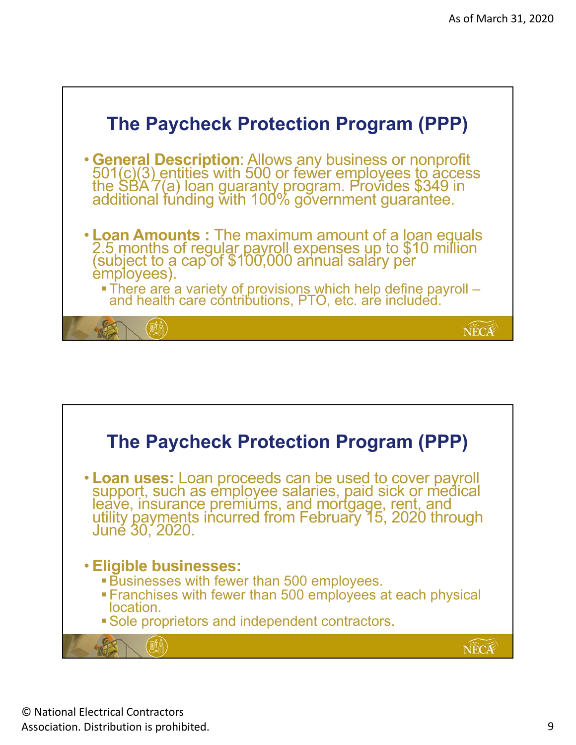## The Paycheck Protection Program (PPP)

- **General Description**: Allows any business or nonprofit 501(c)(3) entities with 500 or fewer employees to access the SBA 7(a) loan guaranty program. Provides $349 in additional funding with 100% government guarantee.
- **Loan Amounts :** The maximum amount of a loan equals 2.5 months of regular payroll expenses up to $10 million (subject to a cap of $100,000 annual salary per employees).
  - There are a variety of provisions which help define payroll – and health care contributions, PTO, etc. are included.

## The Paycheck Protection Program (PPP)

- **Loan uses:** Loan proceeds can be used to cover payroll support, such as employee salaries, paid sick or medical leave, insurance premiums, and mortgage, rent, and utility payments incurred from February 15, 2020 through June 30, 2020.
- **Eligible businesses:**
  - Businesses with fewer than 500 employees.
  - Franchises with fewer than 500 employees at each physical location.
  - Sole proprietors and independent contractors.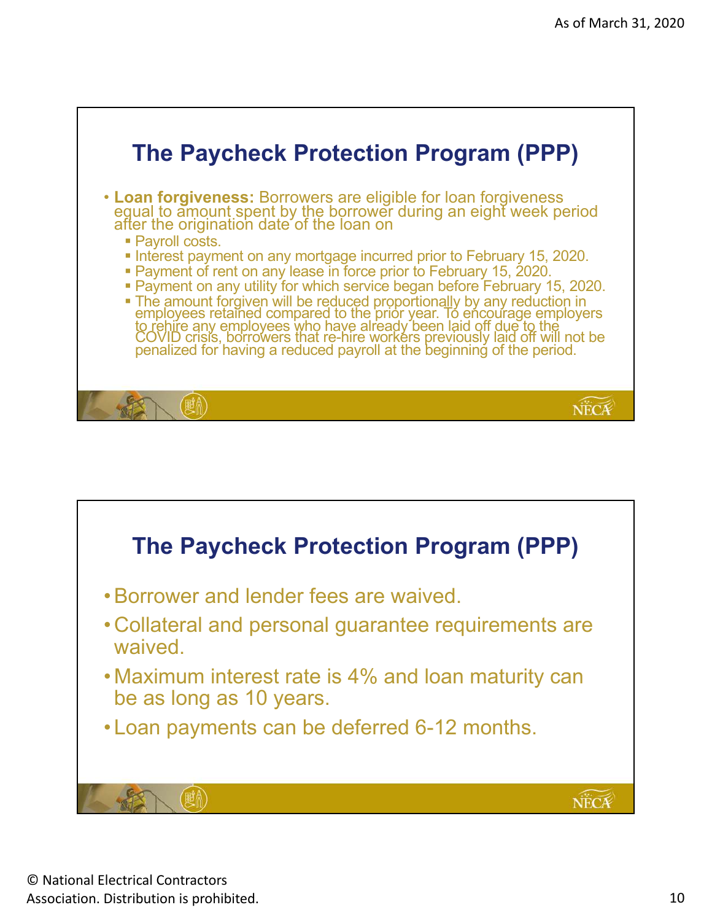## The Paycheck Protection Program (PPP)

- **Loan forgiveness:** Borrowers are eligible for loan forgiveness equal to amount spent by the borrower during an eight week period after the origination date of the loan on
  - Payroll costs.
  - Interest payment on any mortgage incurred prior to February 15, 2020.
  - Payment of rent on any lease in force prior to February 15, 2020.
  - Payment on any utility for which service began before February 15, 2020.
  - The amount forgiven will be reduced proportionally by any reduction in employees retained compared to the prior year. To encourage employers to rehire any employees who have already been laid off due to the COVID crisis, borrowers that re-hire workers previously laid off will not be penalized for having a reduced payroll at the beginning of the period.

## The Paycheck Protection Program (PPP)

- Borrower and lender fees are waived.
- Collateral and personal guarantee requirements are waived.
- Maximum interest rate is 4% and loan maturity can be as long as 10 years.
- Loan payments can be deferred 6-12 months.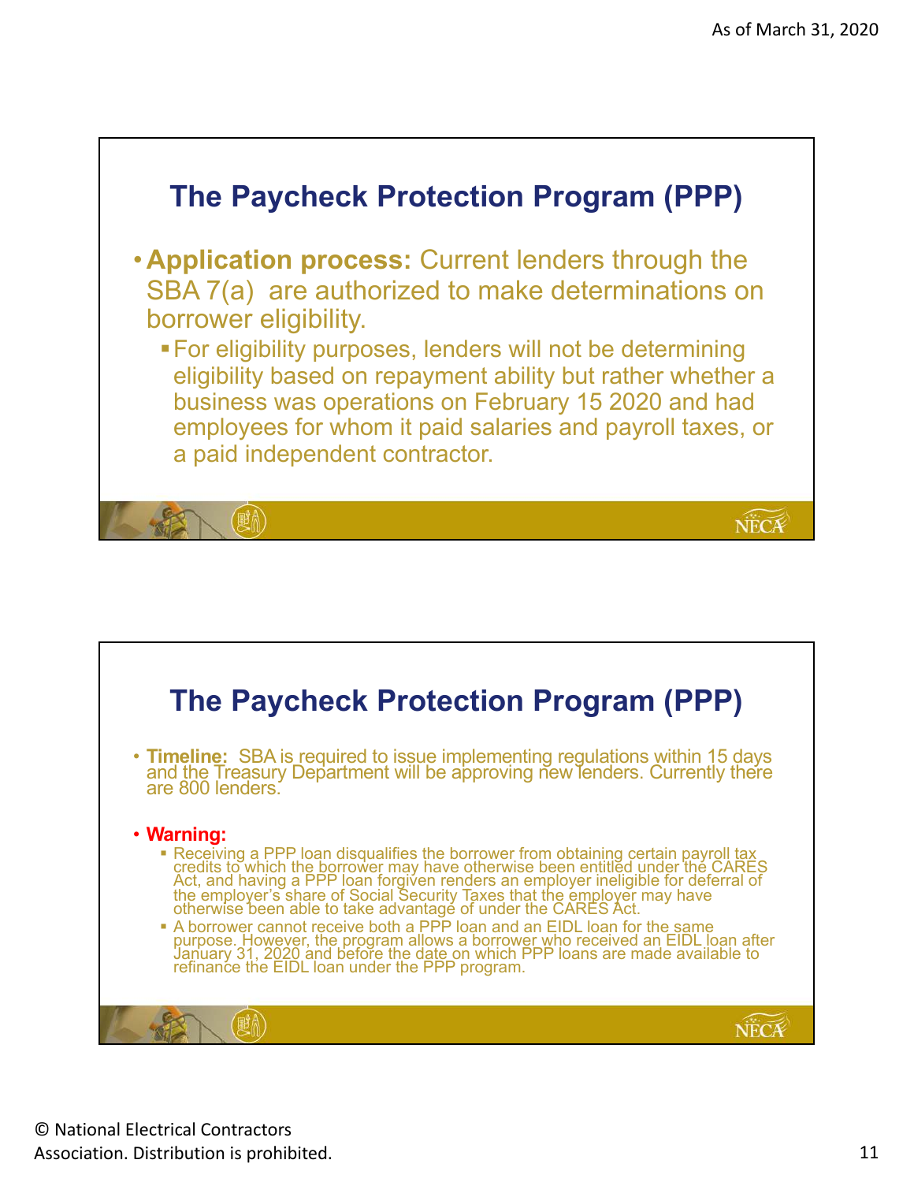## The Paycheck Protection Program (PPP)

- **Application process:** Current lenders through the SBA 7(a) are authorized to make determinations on borrower eligibility.
  - For eligibility purposes, lenders will not be determining eligibility based on repayment ability but rather whether a business was operations on February 15 2020 and had employees for whom it paid salaries and payroll taxes, or a paid independent contractor.

## The Paycheck Protection Program (PPP)

- **Timeline:** SBA is required to issue implementing regulations within 15 days and the Treasury Department will be approving new lenders. Currently there are 800 lenders.

- **Warning:**
  - Receiving a PPP loan disqualifies the borrower from obtaining certain payroll tax credits to which the borrower may have otherwise been entitled under the CARES Act, and having a PPP loan forgiven renders an employer ineligible for deferral of the employer's share of Social Security Taxes that the employer may have otherwise been able to take advantage of under the CARES Act.
  - A borrower cannot receive both a PPP loan and an EIDL loan for the same purpose. However, the program allows a borrower who received an EIDL loan after January 31, 2020 and before the date on which PPP loans are made available to refinance the EIDL loan under the PPP program.

© National Electrical Contractors Association. Distribution is prohibited.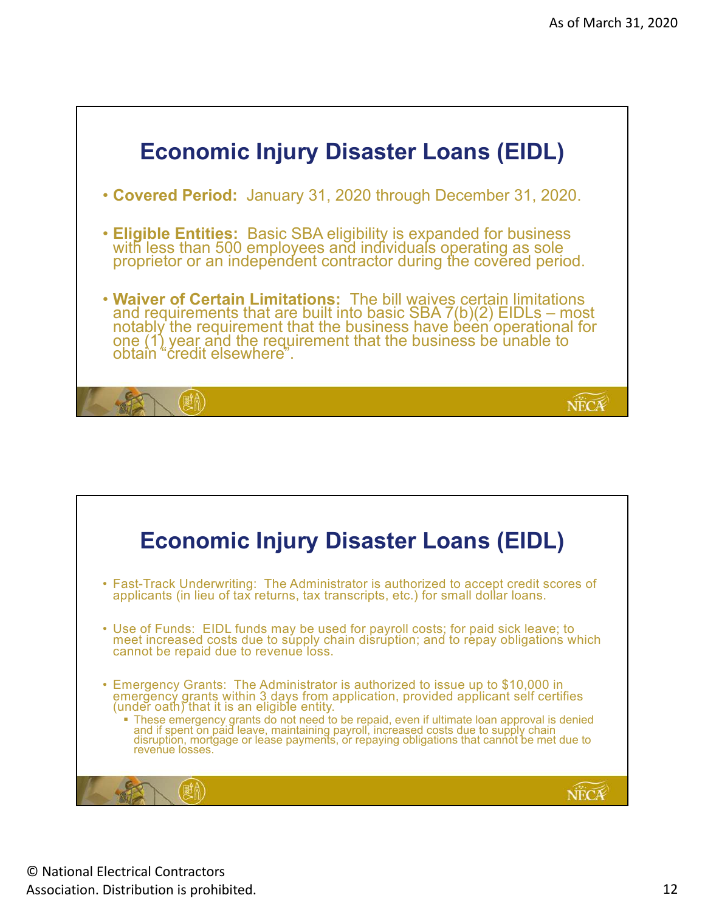## Economic Injury Disaster Loans (EIDL)

- **Covered Period:** January 31, 2020 through December 31, 2020.
- **Eligible Entities:** Basic SBA eligibility is expanded for business with less than 500 employees and individuals operating as sole proprietor or an independent contractor during the covered period.
- **Waiver of Certain Limitations:** The bill waives certain limitations and requirements that are built into basic SBA 7(b)(2) EIDLs – most notably the requirement that the business have been operational for one (1) year and the requirement that the business be unable to obtain "credit elsewhere".

## Economic Injury Disaster Loans (EIDL)

- Fast-Track Underwriting: The Administrator is authorized to accept credit scores of applicants (in lieu of tax returns, tax transcripts, etc.) for small dollar loans.
- Use of Funds: EIDL funds may be used for payroll costs; for paid sick leave; to meet increased costs due to supply chain disruption; and to repay obligations which cannot be repaid due to revenue loss.
- Emergency Grants: The Administrator is authorized to issue up to $10,000 in emergency grants within 3 days from application, provided applicant self certifies (under oath) that it is an eligible entity.
  - These emergency grants do not need to be repaid, even if ultimate loan approval is denied and if spent on paid leave, maintaining payroll, increased costs due to supply chain disruption, mortgage or lease payments, or repaying obligations that cannot be met due to revenue losses.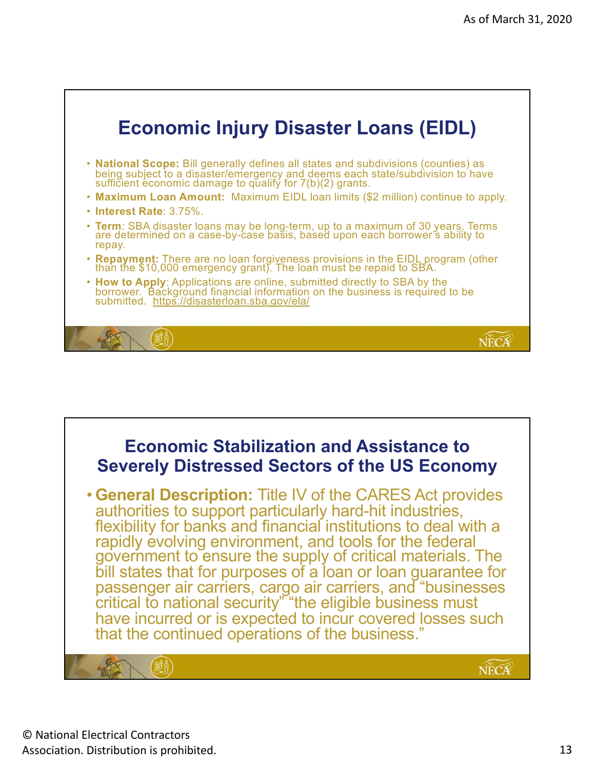## Economic Injury Disaster Loans (EIDL)

- **National Scope:** Bill generally defines all states and subdivisions (counties) as being subject to a disaster/emergency and deems each state/subdivision to have sufficient economic damage to qualify for 7(b)(2) grants.
- **Maximum Loan Amount:** Maximum EIDL loan limits ($2 million) continue to apply.
- **Interest Rate**: 3.75%.
- **Term**: SBA disaster loans may be long-term, up to a maximum of 30 years. Terms are determined on a case-by-case basis, based upon each borrower's ability to repay.
- **Repayment:** There are no loan forgiveness provisions in the EIDL program (other than the $10,000 emergency grant). The loan must be repaid to SBA.
- **How to Apply**: Applications are online, submitted directly to SBA by the borrower. Background financial information on the business is required to be submitted. https://disasterloan.sba.gov/ela/

## Economic Stabilization and Assistance to Severely Distressed Sectors of the US Economy

- **General Description:** Title IV of the CARES Act provides authorities to support particularly hard-hit industries, flexibility for banks and financial institutions to deal with a rapidly evolving environment, and tools for the federal government to ensure the supply of critical materials. The bill states that for purposes of a loan or loan guarantee for passenger air carriers, cargo air carriers, and "businesses critical to national security" "the eligible business must have incurred or is expected to incur covered losses such that the continued operations of the business."

© National Electrical Contractors Association. Distribution is prohibited.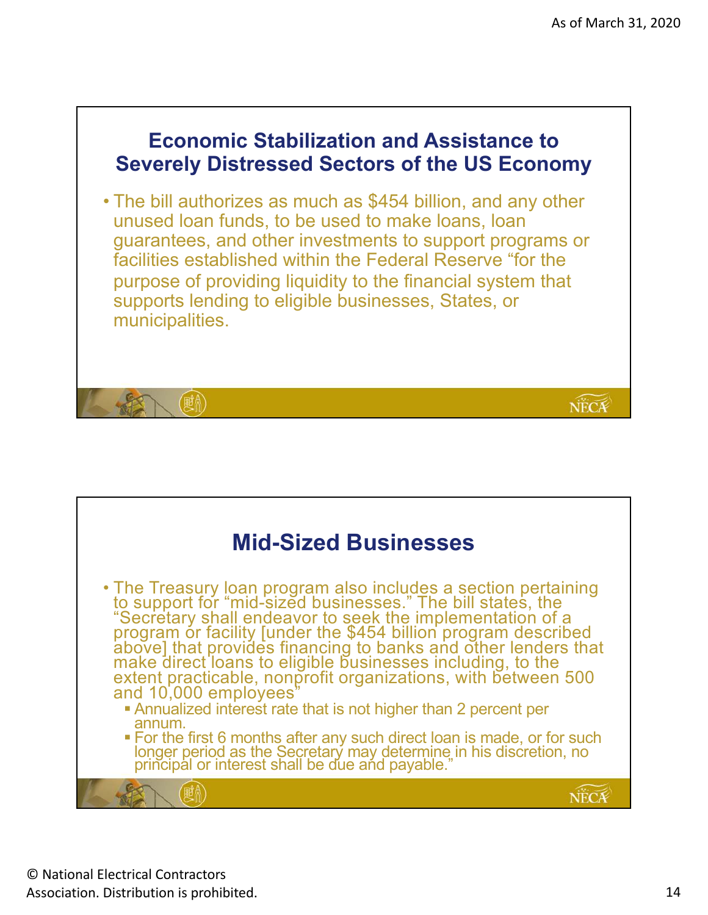## Economic Stabilization and Assistance to Severely Distressed Sectors of the US Economy

- The bill authorizes as much as $454 billion, and any other unused loan funds, to be used to make loans, loan guarantees, and other investments to support programs or facilities established within the Federal Reserve "for the purpose of providing liquidity to the financial system that supports lending to eligible businesses, States, or municipalities.

## Mid-Sized Businesses

- The Treasury loan program also includes a section pertaining to support for "mid-sized businesses." The bill states, the "Secretary shall endeavor to seek the implementation of a program or facility [under the $454 billion program described above] that provides financing to banks and other lenders that make direct loans to eligible businesses including, to the extent practicable, nonprofit organizations, with between 500 and 10,000 employees"
  - Annualized interest rate that is not higher than 2 percent per annum.
  - For the first 6 months after any such direct loan is made, or for such longer period as the Secretary may determine in his discretion, no principal or interest shall be due and payable."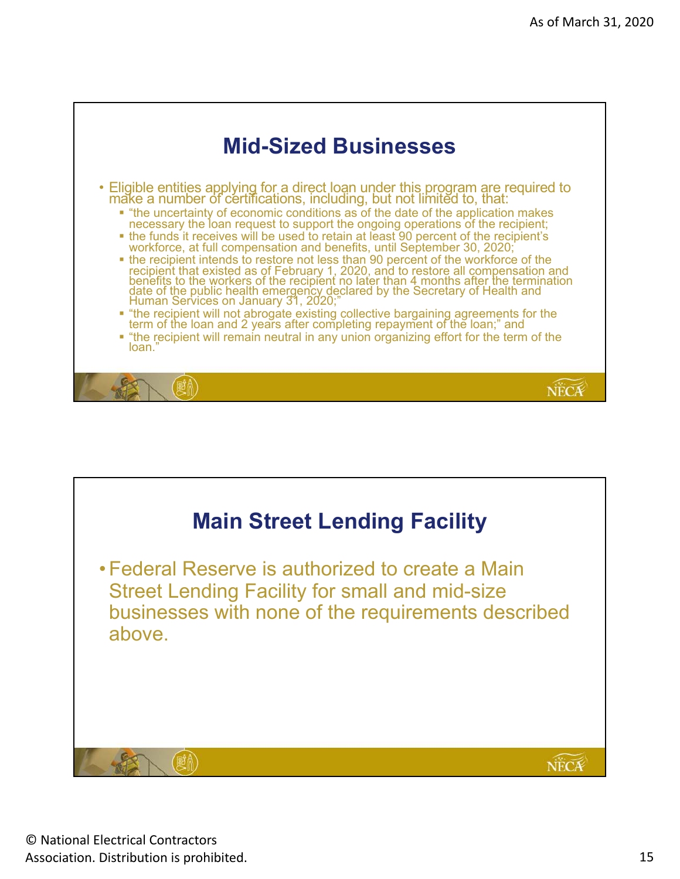## Mid-Sized Businesses

- Eligible entities applying for a direct loan under this program are required to make a number of certifications, including, but not limited to, that:
  - "the uncertainty of economic conditions as of the date of the application makes necessary the loan request to support the ongoing operations of the recipient;
  - the funds it receives will be used to retain at least 90 percent of the recipient's workforce, at full compensation and benefits, until September 30, 2020;
  - the recipient intends to restore not less than 90 percent of the workforce of the recipient that existed as of February 1, 2020, and to restore all compensation and benefits to the workers of the recipient no later than 4 months after the termination date of the public health emergency declared by the Secretary of Health and Human Services on January 31, 2020;"
  - "the recipient will not abrogate existing collective bargaining agreements for the term of the loan and 2 years after completing repayment of the loan;" and
  - "the recipient will remain neutral in any union organizing effort for the term of the loan."

## Main Street Lending Facility

- Federal Reserve is authorized to create a Main Street Lending Facility for small and mid-size businesses with none of the requirements described above.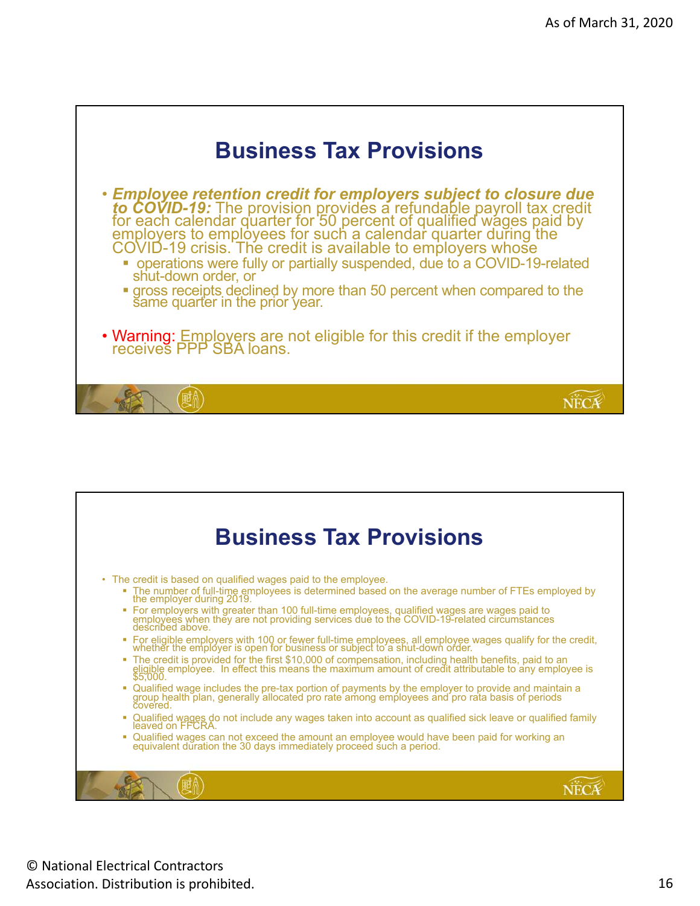## Business Tax Provisions

- ***Employee retention credit for employers subject to closure due to COVID-19:*** The provision provides a refundable payroll tax credit for each calendar quarter for 50 percent of qualified wages paid by employers to employees for such a calendar quarter during the COVID-19 crisis. The credit is available to employers whose
  - operations were fully or partially suspended, due to a COVID-19-related shut-down order, or
  - gross receipts declined by more than 50 percent when compared to the same quarter in the prior year.
- Warning: Employers are not eligible for this credit if the employer receives PPP SBA loans.

## Business Tax Provisions

- The credit is based on qualified wages paid to the employee.
  - The number of full-time employees is determined based on the average number of FTEs employed by the employer during 2019.
  - For employers with greater than 100 full-time employees, qualified wages are wages paid to employees when they are not providing services due to the COVID-19-related circumstances described above.
  - For eligible employers with 100 or fewer full-time employees, all employee wages qualify for the credit, whether the employer is open for business or subject to a shut-down order.
  - The credit is provided for the first $10,000 of compensation, including health benefits, paid to an eligible employee. In effect this means the maximum amount of credit attributable to any employee is $5,000.
  - Qualified wage includes the pre-tax portion of payments by the employer to provide and maintain a group health plan, generally allocated pro rate among employees and pro rata basis of periods covered.
  - Qualified wages do not include any wages taken into account as qualified sick leave or qualified family leaved on FFCRA.
  - Qualified wages can not exceed the amount an employee would have been paid for working an equivalent duration the 30 days immediately proceed such a period.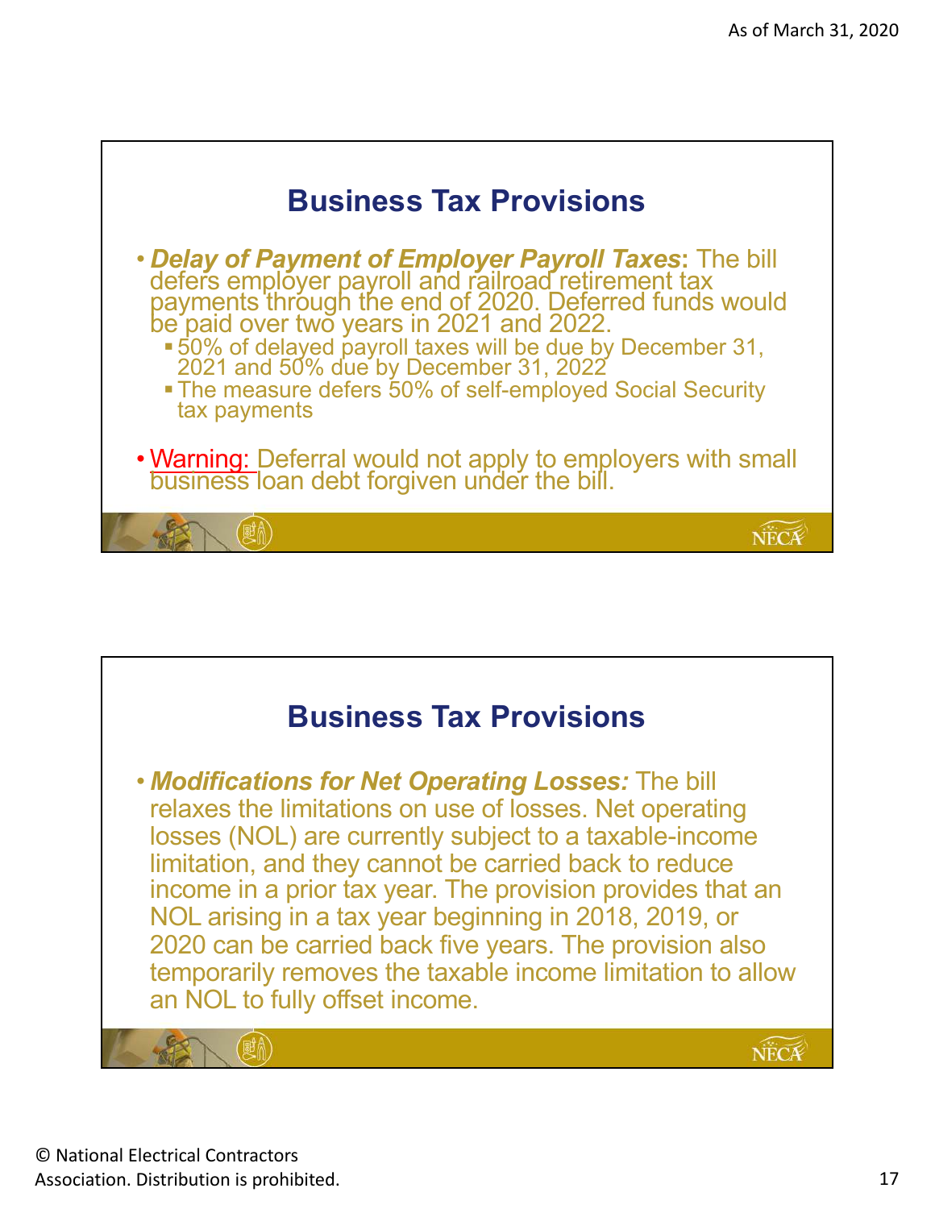## Business Tax Provisions

- ***Delay of Payment of Employer Payroll Taxes*:** The bill defers employer payroll and railroad retirement tax payments through the end of 2020. Deferred funds would be paid over two years in 2021 and 2022.
  - 50% of delayed payroll taxes will be due by December 31, 2021 and 50% due by December 31, 2022
  - The measure defers 50% of self-employed Social Security tax payments
- Warning: Deferral would not apply to employers with small business loan debt forgiven under the bill.

## Business Tax Provisions

- ***Modifications for Net Operating Losses:*** The bill relaxes the limitations on use of losses. Net operating losses (NOL) are currently subject to a taxable-income limitation, and they cannot be carried back to reduce income in a prior tax year. The provision provides that an NOL arising in a tax year beginning in 2018, 2019, or 2020 can be carried back five years. The provision also temporarily removes the taxable income limitation to allow an NOL to fully offset income.

© National Electrical Contractors Association. Distribution is prohibited.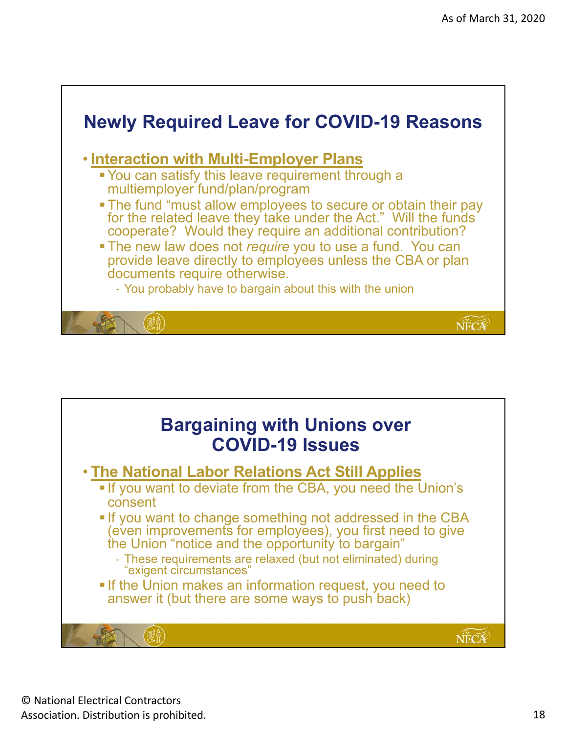## Newly Required Leave for COVID-19 Reasons

- **Interaction with Multi-Employer Plans**
  - You can satisfy this leave requirement through a multiemployer fund/plan/program
  - The fund "must allow employees to secure or obtain their pay for the related leave they take under the Act." Will the funds cooperate? Would they require an additional contribution?
  - The new law does not *require* you to use a fund. You can provide leave directly to employees unless the CBA or plan documents require otherwise.
    - You probably have to bargain about this with the union

## Bargaining with Unions over COVID-19 Issues

- **The National Labor Relations Act Still Applies**
  - If you want to deviate from the CBA, you need the Union's consent
  - If you want to change something not addressed in the CBA (even improvements for employees), you first need to give the Union "notice and the opportunity to bargain"
    - These requirements are relaxed (but not eliminated) during "exigent circumstances"
  - If the Union makes an information request, you need to answer it (but there are some ways to push back)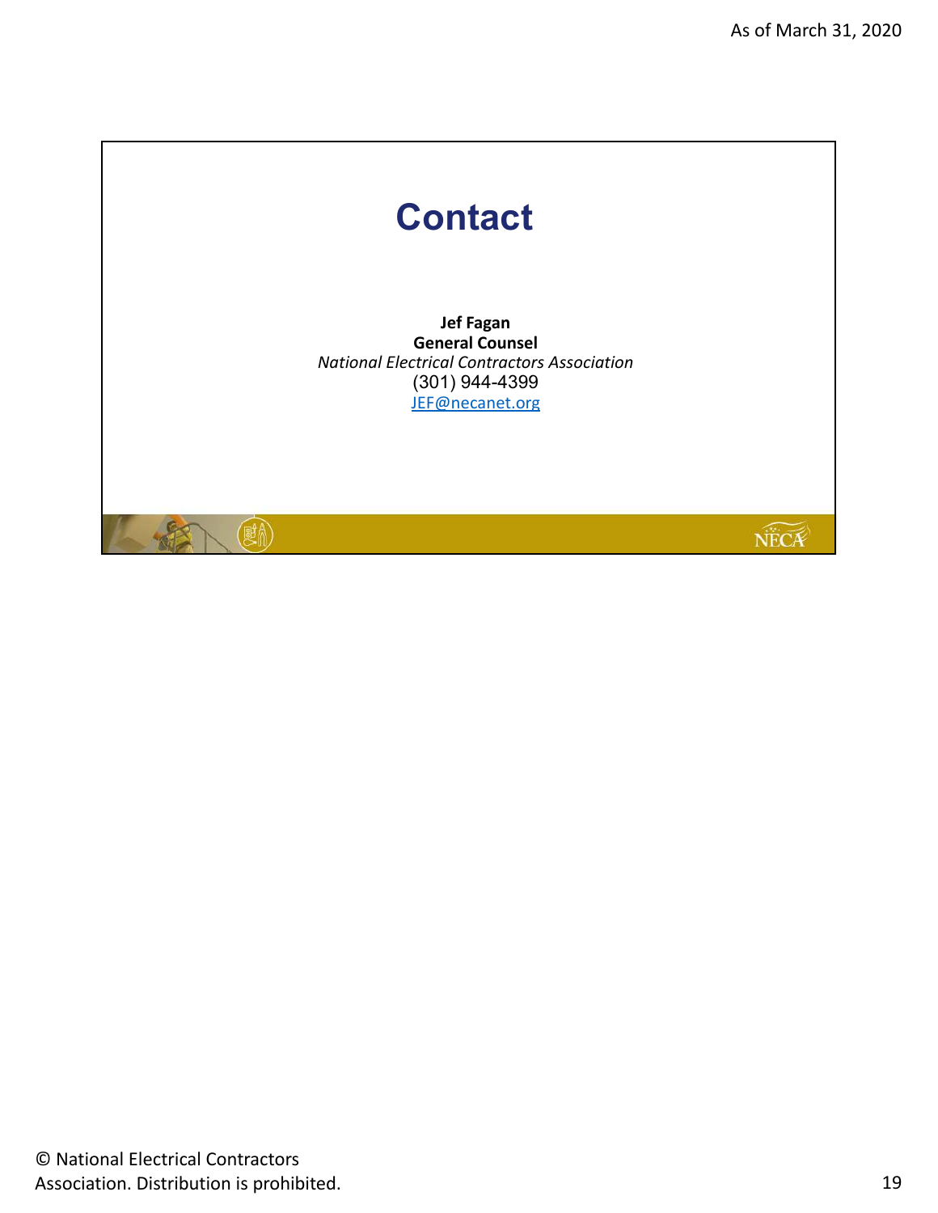# Contact

**Jef Fagan**
**General Counsel**
*National Electrical Contractors Association*
(301) 944-4399
JEF@necanet.org